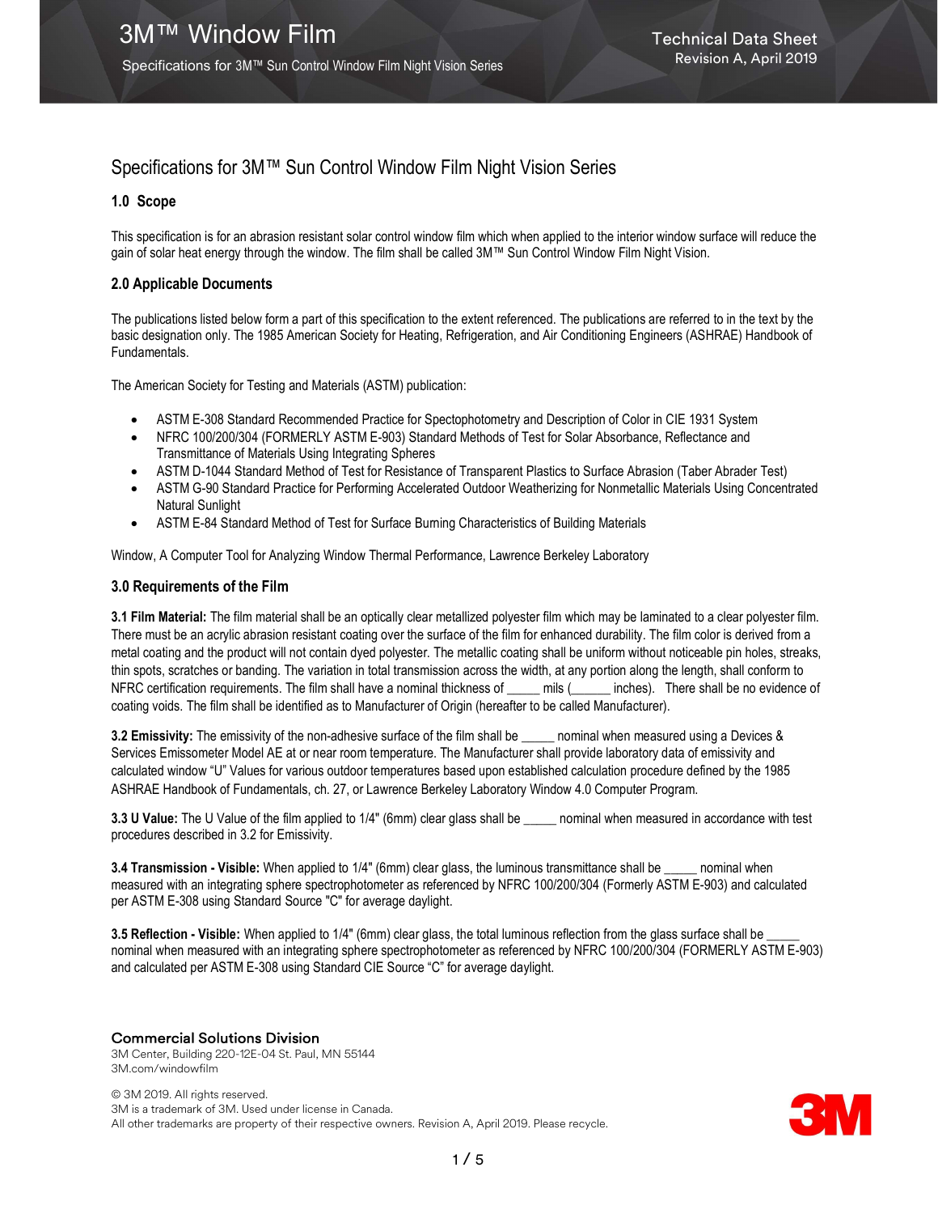# Specifications for 3M™ Sun Control Window Film Night Vision Series

## 1.0 Scope

This specification is for an abrasion resistant solar control window film which when applied to the interior window surface will reduce the gain of solar heat energy through the window. The film shall be called 3M™ Sun Control Window Film Night Vision.

## 2.0 Applicable Documents

The publications listed below form a part of this specification to the extent referenced. The publications are referred to in the text by the basic designation only. The 1985 American Society for Heating, Refrigeration, and Air Conditioning Engineers (ASHRAE) Handbook of Fundamentals.

The American Society for Testing and Materials (ASTM) publication:

- ASTM E-308 Standard Recommended Practice for Spectophotometry and Description of Color in CIE 1931 System
- NFRC 100/200/304 (FORMERLY ASTM E-903) Standard Methods of Test for Solar Absorbance, Reflectance and Transmittance of Materials Using Integrating Spheres
- ASTM D-1044 Standard Method of Test for Resistance of Transparent Plastics to Surface Abrasion (Taber Abrader Test)
- ASTM G-90 Standard Practice for Performing Accelerated Outdoor Weatherizing for Nonmetallic Materials Using Concentrated Natural Sunlight
- ASTM E-84 Standard Method of Test for Surface Burning Characteristics of Building Materials

Window, A Computer Tool for Analyzing Window Thermal Performance, Lawrence Berkeley Laboratory

## 3.0 Requirements of the Film

**3.1 Film Material:** The film material shall be an optically clear metallized polyester film which may be laminated to a clear polyester film. There must be an acrylic abrasion resistant coating over the surface of the film for enhanced durability. The film color is derived from a metal coating and the product will not contain dyed polyester. The metallic coating shall be uniform without noticeable pin holes, streaks, thin spots, scratches or banding. The variation in total transmission across the width, at any portion along the length, shall conform to NFRC certification requirements. The film shall have a nominal thickness of _____ mils (______ inches). There shall be no evidence of coating voids. The film shall be identified as to Manufacturer of Origin (hereafter to be called Manufacturer).

**3.2 Emissivity:** The emissivity of the non-adhesive surface of the film shall be _____ nominal when measured using a Devices & Services Emissometer Model AE at or near room temperature. The Manufacturer shall provide laboratory data of emissivity and calculated window "U" Values for various outdoor temperatures based upon established calculation procedure defined by the 1985 ASHRAE Handbook of Fundamentals, ch. 27, or Lawrence Berkeley Laboratory Window 4.0 Computer Program.

**3.3 U Value:** The U Value of the film applied to 1/4" (6mm) clear glass shall be _____ nominal when measured in accordance with test procedures described in 3.2 for Emissivity.

**3.4 Transmission - Visible:** When applied to 1/4" (6mm) clear glass, the luminous transmittance shall be _____ nominal when measured with an integrating sphere spectrophotometer as referenced by NFRC 100/200/304 (Formerly ASTM E-903) and calculated per ASTM E-308 using Standard Source "C" for average daylight.

**3.5 Reflection - Visible:** When applied to 1/4" (6mm) clear glass, the total luminous reflection from the glass surface shall be _____ nominal when measured with an integrating sphere spectrophotometer as referenced by NFRC 100/200/304 (FORMERLY ASTM E-903) and calculated per ASTM E-308 using Standard CIE Source "C" for average daylight.

**Commercial Solutions Division**
3M Center, Building 220-12E-04 St. Paul, MN 55144
3M.com/windowfilm

© 3M 2019. All rights reserved.
3M is a trademark of 3M. Used under license in Canada.
All other trademarks are property of their respective owners. Revision A, April 2019. Please recycle.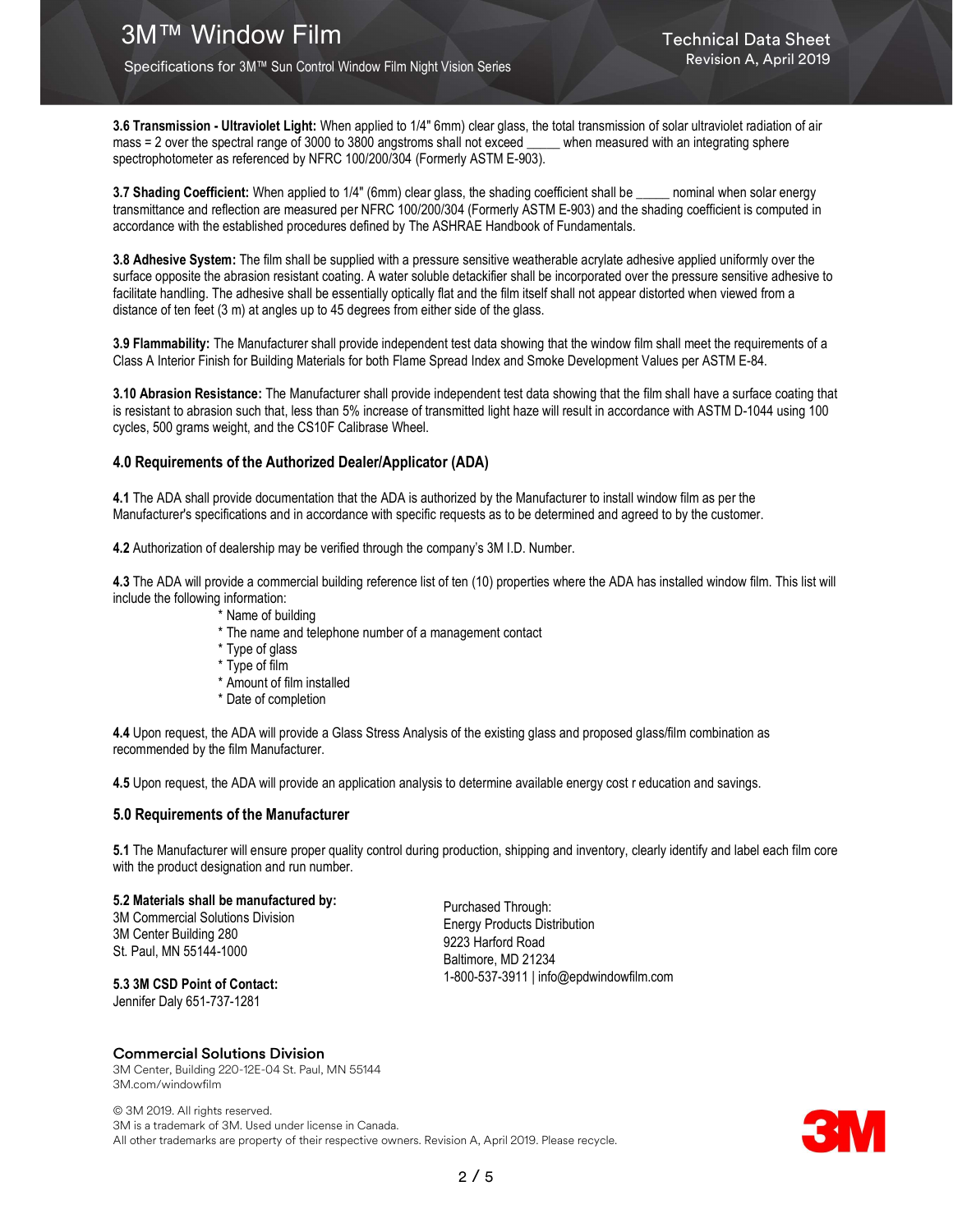**3.6 Transmission - Ultraviolet Light:** When applied to 1/4" 6mm) clear glass, the total transmission of solar ultraviolet radiation of air mass = 2 over the spectral range of 3000 to 3800 angstroms shall not exceed _____ when measured with an integrating sphere spectrophotometer as referenced by NFRC 100/200/304 (Formerly ASTM E-903).

**3.7 Shading Coefficient:** When applied to 1/4" (6mm) clear glass, the shading coefficient shall be _____ nominal when solar energy transmittance and reflection are measured per NFRC 100/200/304 (Formerly ASTM E-903) and the shading coefficient is computed in accordance with the established procedures defined by The ASHRAE Handbook of Fundamentals.

**3.8 Adhesive System:** The film shall be supplied with a pressure sensitive weatherable acrylate adhesive applied uniformly over the surface opposite the abrasion resistant coating. A water soluble detackifier shall be incorporated over the pressure sensitive adhesive to facilitate handling. The adhesive shall be essentially optically flat and the film itself shall not appear distorted when viewed from a distance of ten feet (3 m) at angles up to 45 degrees from either side of the glass.

**3.9 Flammability:** The Manufacturer shall provide independent test data showing that the window film shall meet the requirements of a Class A Interior Finish for Building Materials for both Flame Spread Index and Smoke Development Values per ASTM E-84.

**3.10 Abrasion Resistance:** The Manufacturer shall provide independent test data showing that the film shall have a surface coating that is resistant to abrasion such that, less than 5% increase of transmitted light haze will result in accordance with ASTM D-1044 using 100 cycles, 500 grams weight, and the CS10F Calibrase Wheel.

## 4.0 Requirements of the Authorized Dealer/Applicator (ADA)

**4.1** The ADA shall provide documentation that the ADA is authorized by the Manufacturer to install window film as per the Manufacturer's specifications and in accordance with specific requests as to be determined and agreed to by the customer.

**4.2** Authorization of dealership may be verified through the company's 3M I.D. Number.

**4.3** The ADA will provide a commercial building reference list of ten (10) properties where the ADA has installed window film. This list will include the following information:

* Name of building
* The name and telephone number of a management contact
* Type of glass
* Type of film
* Amount of film installed
* Date of completion

**4.4** Upon request, the ADA will provide a Glass Stress Analysis of the existing glass and proposed glass/film combination as recommended by the film Manufacturer.

**4.5** Upon request, the ADA will provide an application analysis to determine available energy cost r education and savings.

## 5.0 Requirements of the Manufacturer

**5.1** The Manufacturer will ensure proper quality control during production, shipping and inventory, clearly identify and label each film core with the product designation and run number.

**5.2 Materials shall be manufactured by:**
3M Commercial Solutions Division
3M Center Building 280
St. Paul, MN 55144-1000

Purchased Through:
Energy Products Distribution
9223 Harford Road
Baltimore, MD 21234
1-800-537-3911 | info@epdwindowfilm.com

**5.3 3M CSD Point of Contact:**
Jennifer Daly 651-737-1281

**Commercial Solutions Division**
3M Center, Building 220-12E-04 St. Paul, MN 55144
3M.com/windowfilm

© 3M 2019. All rights reserved.
3M is a trademark of 3M. Used under license in Canada.
All other trademarks are property of their respective owners. Revision A, April 2019. Please recycle.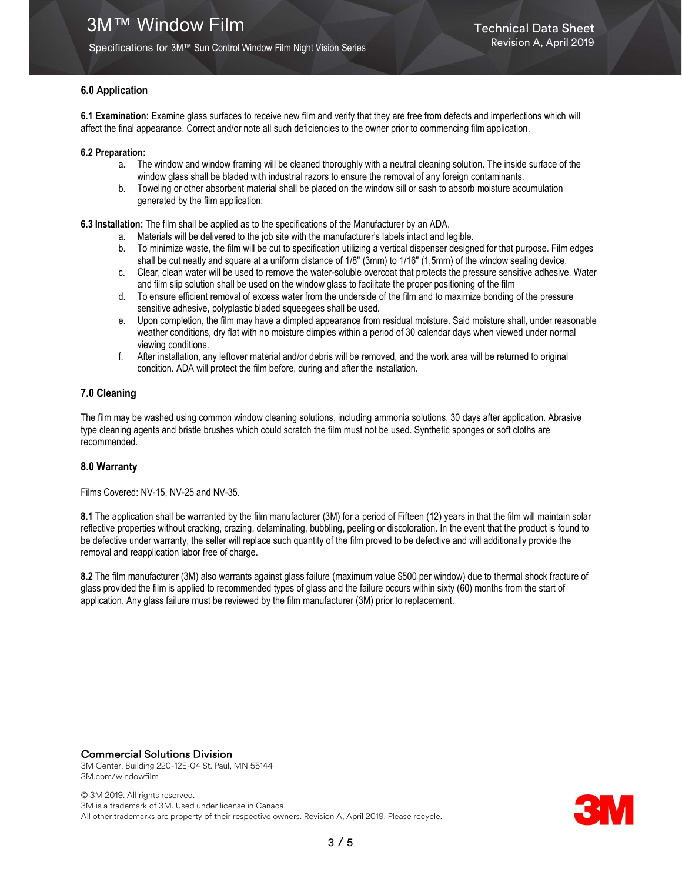## 6.0 Application

**6.1 Examination:** Examine glass surfaces to receive new film and verify that they are free from defects and imperfections which will affect the final appearance. Correct and/or note all such deficiencies to the owner prior to commencing film application.

**6.2 Preparation:**

a. The window and window framing will be cleaned thoroughly with a neutral cleaning solution. The inside surface of the window glass shall be bladed with industrial razors to ensure the removal of any foreign contaminants.
b. Toweling or other absorbent material shall be placed on the window sill or sash to absorb moisture accumulation generated by the film application.

**6.3 Installation:** The film shall be applied as to the specifications of the Manufacturer by an ADA.

a. Materials will be delivered to the job site with the manufacturer's labels intact and legible.
b. To minimize waste, the film will be cut to specification utilizing a vertical dispenser designed for that purpose. Film edges shall be cut neatly and square at a uniform distance of 1/8" (3mm) to 1/16" (1,5mm) of the window sealing device.
c. Clear, clean water will be used to remove the water-soluble overcoat that protects the pressure sensitive adhesive. Water and film slip solution shall be used on the window glass to facilitate the proper positioning of the film
d. To ensure efficient removal of excess water from the underside of the film and to maximize bonding of the pressure sensitive adhesive, polyplastic bladed squeegees shall be used.
e. Upon completion, the film may have a dimpled appearance from residual moisture. Said moisture shall, under reasonable weather conditions, dry flat with no moisture dimples within a period of 30 calendar days when viewed under normal viewing conditions.
f. After installation, any leftover material and/or debris will be removed, and the work area will be returned to original condition. ADA will protect the film before, during and after the installation.

## 7.0 Cleaning

The film may be washed using common window cleaning solutions, including ammonia solutions, 30 days after application. Abrasive type cleaning agents and bristle brushes which could scratch the film must not be used. Synthetic sponges or soft cloths are recommended.

## 8.0 Warranty

Films Covered: NV-15, NV-25 and NV-35.

**8.1** The application shall be warranted by the film manufacturer (3M) for a period of Fifteen (12) years in that the film will maintain solar reflective properties without cracking, crazing, delaminating, bubbling, peeling or discoloration. In the event that the product is found to be defective under warranty, the seller will replace such quantity of the film proved to be defective and will additionally provide the removal and reapplication labor free of charge.

**8.2** The film manufacturer (3M) also warrants against glass failure (maximum value $500 per window) due to thermal shock fracture of glass provided the film is applied to recommended types of glass and the failure occurs within sixty (60) months from the start of application. Any glass failure must be reviewed by the film manufacturer (3M) prior to replacement.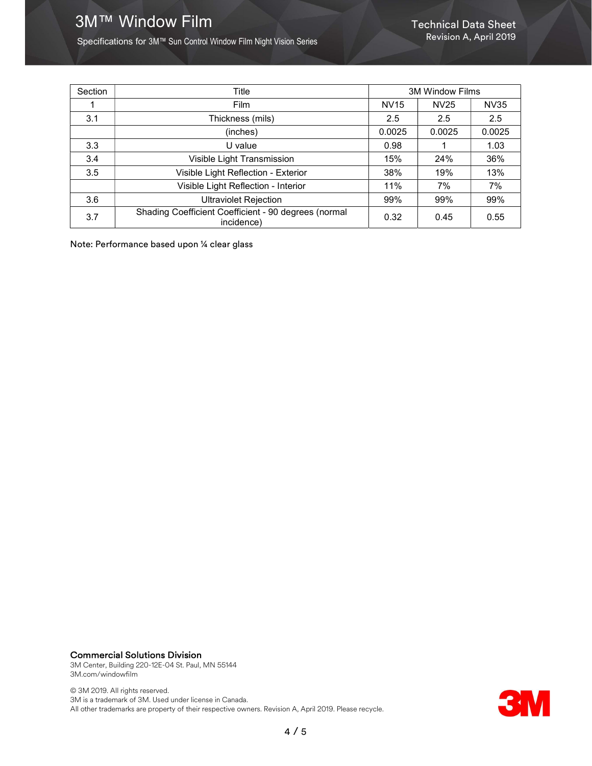| Section | Title | 3M Window Films | | |
|---|---|---|---|---|
| 1 | Film | NV15 | NV25 | NV35 |
| 3.1 | Thickness (mils) | 2.5 | 2.5 | 2.5 |
| | (inches) | 0.0025 | 0.0025 | 0.0025 |
| 3.3 | U value | 0.98 | 1 | 1.03 |
| 3.4 | Visible Light Transmission | 15% | 24% | 36% |
| 3.5 | Visible Light Reflection - Exterior | 38% | 19% | 13% |
| | Visible Light Reflection - Interior | 11% | 7% | 7% |
| 3.6 | Ultraviolet Rejection | 99% | 99% | 99% |
| 3.7 | Shading Coefficient Coefficient - 90 degrees (normal incidence) | 0.32 | 0.45 | 0.55 |

Note: Performance based upon ¼ clear glass

**Commercial Solutions Division**
3M Center, Building 220-12E-04 St. Paul, MN 55144
3M.com/windowfilm

© 3M 2019. All rights reserved.
3M is a trademark of 3M. Used under license in Canada.
All other trademarks are property of their respective owners. Revision A, April 2019. Please recycle.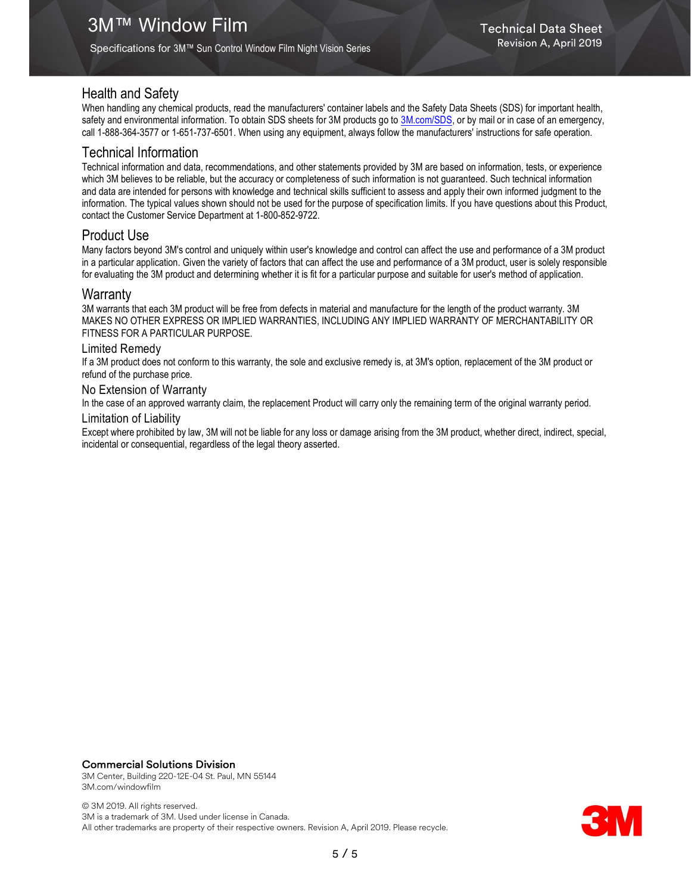## Health and Safety

When handling any chemical products, read the manufacturers' container labels and the Safety Data Sheets (SDS) for important health, safety and environmental information. To obtain SDS sheets for 3M products go to 3M.com/SDS, or by mail or in case of an emergency, call 1-888-364-3577 or 1-651-737-6501. When using any equipment, always follow the manufacturers' instructions for safe operation.

## Technical Information

Technical information and data, recommendations, and other statements provided by 3M are based on information, tests, or experience which 3M believes to be reliable, but the accuracy or completeness of such information is not guaranteed. Such technical information and data are intended for persons with knowledge and technical skills sufficient to assess and apply their own informed judgment to the information. The typical values shown should not be used for the purpose of specification limits. If you have questions about this Product, contact the Customer Service Department at 1-800-852-9722.

## Product Use

Many factors beyond 3M's control and uniquely within user's knowledge and control can affect the use and performance of a 3M product in a particular application. Given the variety of factors that can affect the use and performance of a 3M product, user is solely responsible for evaluating the 3M product and determining whether it is fit for a particular purpose and suitable for user's method of application.

## Warranty

3M warrants that each 3M product will be free from defects in material and manufacture for the length of the product warranty. 3M MAKES NO OTHER EXPRESS OR IMPLIED WARRANTIES, INCLUDING ANY IMPLIED WARRANTY OF MERCHANTABILITY OR FITNESS FOR A PARTICULAR PURPOSE.

### Limited Remedy

If a 3M product does not conform to this warranty, the sole and exclusive remedy is, at 3M's option, replacement of the 3M product or refund of the purchase price.

### No Extension of Warranty

In the case of an approved warranty claim, the replacement Product will carry only the remaining term of the original warranty period.

### Limitation of Liability

Except where prohibited by law, 3M will not be liable for any loss or damage arising from the 3M product, whether direct, indirect, special, incidental or consequential, regardless of the legal theory asserted.

**Commercial Solutions Division**
3M Center, Building 220-12E-04 St. Paul, MN 55144
3M.com/windowfilm

© 3M 2019. All rights reserved.
3M is a trademark of 3M. Used under license in Canada.
All other trademarks are property of their respective owners. Revision A, April 2019. Please recycle.